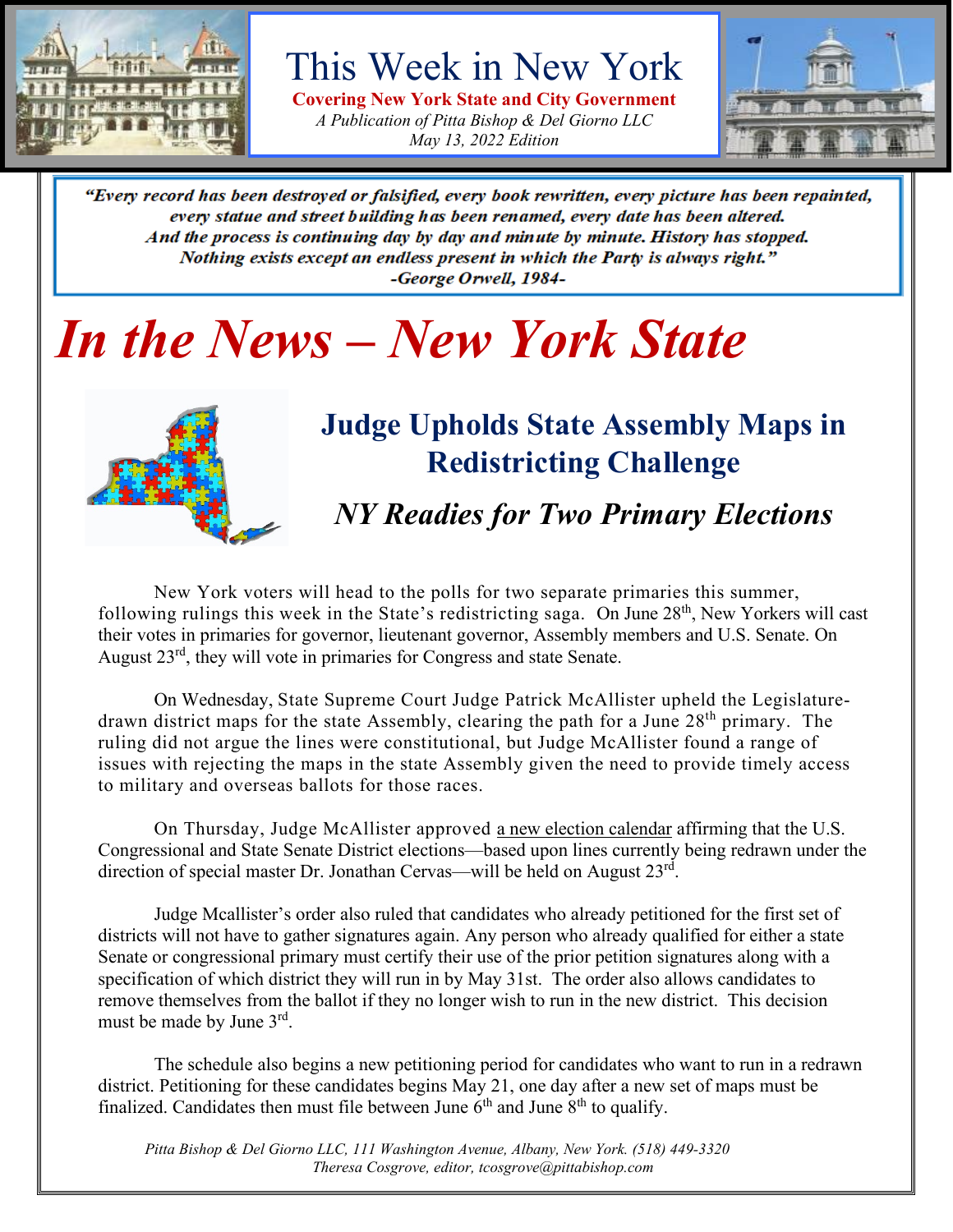# This Week in New York

**Covering New York State and City Government**

*A Publication of Pitta Bishop & Del Giorno LLC*

*May 13, 2022 Edition*

> ***"Every record has been destroyed or falsified, every book rewritten, every picture has been repainted, every statue and street building has been renamed, every date has been altered. And the process is continuing day by day and minute by minute. History has stopped. Nothing exists except an endless present in which the Party is always right."***
>
> ***-George Orwell, 1984-***

# *In the News – New York State*

## Judge Upholds State Assembly Maps in Redistricting Challenge

### *NY Readies for Two Primary Elections*

New York voters will head to the polls for two separate primaries this summer, following rulings this week in the State's redistricting saga. On June 28th, New Yorkers will cast their votes in primaries for governor, lieutenant governor, Assembly members and U.S. Senate. On August 23rd, they will vote in primaries for Congress and state Senate.

On Wednesday, State Supreme Court Judge Patrick McAllister upheld the Legislature-drawn district maps for the state Assembly, clearing the path for a June 28th primary. The ruling did not argue the lines were constitutional, but Judge McAllister found a range of issues with rejecting the maps in the state Assembly given the need to provide timely access to military and overseas ballots for those races.

On Thursday, Judge McAllister approved a new election calendar affirming that the U.S. Congressional and State Senate District elections—based upon lines currently being redrawn under the direction of special master Dr. Jonathan Cervas—will be held on August 23rd.

Judge Mcallister's order also ruled that candidates who already petitioned for the first set of districts will not have to gather signatures again. Any person who already qualified for either a state Senate or congressional primary must certify their use of the prior petition signatures along with a specification of which district they will run in by May 31st. The order also allows candidates to remove themselves from the ballot if they no longer wish to run in the new district. This decision must be made by June 3rd.

The schedule also begins a new petitioning period for candidates who want to run in a redrawn district. Petitioning for these candidates begins May 21, one day after a new set of maps must be finalized. Candidates then must file between June 6th and June 8th to qualify.

*Pitta Bishop & Del Giorno LLC, 111 Washington Avenue, Albany, New York. (518) 449-3320*

*Theresa Cosgrove, editor, tcosgrove@pittabishop.com*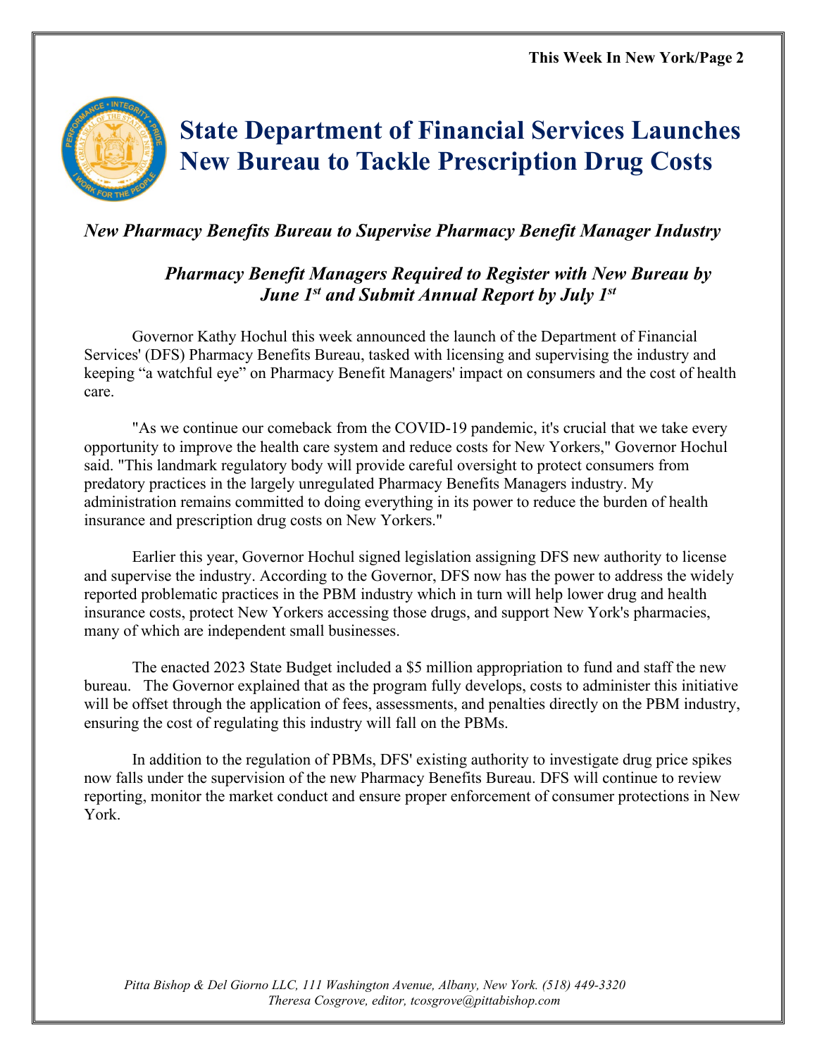# State Department of Financial Services Launches New Bureau to Tackle Prescription Drug Costs

*New Pharmacy Benefits Bureau to Supervise Pharmacy Benefit Manager Industry*

*Pharmacy Benefit Managers Required to Register with New Bureau by June 1st and Submit Annual Report by July 1st*

Governor Kathy Hochul this week announced the launch of the Department of Financial Services' (DFS) Pharmacy Benefits Bureau, tasked with licensing and supervising the industry and keeping "a watchful eye" on Pharmacy Benefit Managers' impact on consumers and the cost of health care.

"As we continue our comeback from the COVID-19 pandemic, it's crucial that we take every opportunity to improve the health care system and reduce costs for New Yorkers," Governor Hochul said. "This landmark regulatory body will provide careful oversight to protect consumers from predatory practices in the largely unregulated Pharmacy Benefits Managers industry. My administration remains committed to doing everything in its power to reduce the burden of health insurance and prescription drug costs on New Yorkers."

Earlier this year, Governor Hochul signed legislation assigning DFS new authority to license and supervise the industry. According to the Governor, DFS now has the power to address the widely reported problematic practices in the PBM industry which in turn will help lower drug and health insurance costs, protect New Yorkers accessing those drugs, and support New York's pharmacies, many of which are independent small businesses.

The enacted 2023 State Budget included a $5 million appropriation to fund and staff the new bureau. The Governor explained that as the program fully develops, costs to administer this initiative will be offset through the application of fees, assessments, and penalties directly on the PBM industry, ensuring the cost of regulating this industry will fall on the PBMs.

In addition to the regulation of PBMs, DFS' existing authority to investigate drug price spikes now falls under the supervision of the new Pharmacy Benefits Bureau. DFS will continue to review reporting, monitor the market conduct and ensure proper enforcement of consumer protections in New York.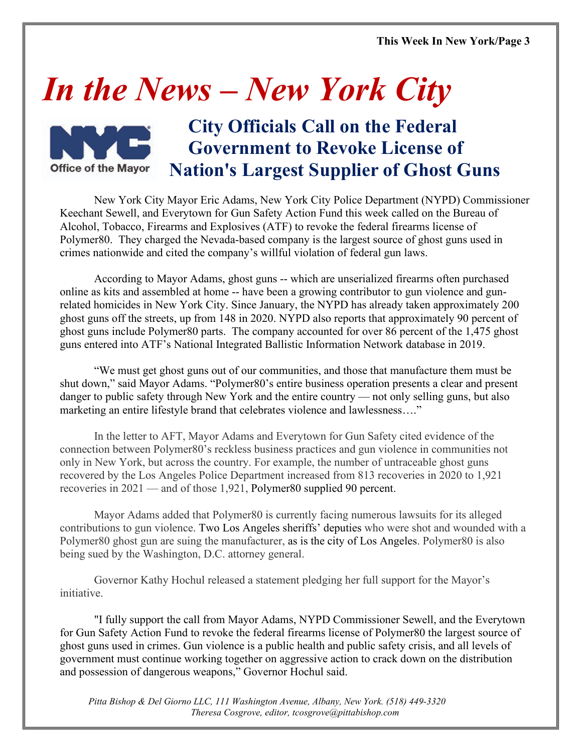# *In the News – New York City*

## City Officials Call on the Federal Government to Revoke License of Nation's Largest Supplier of Ghost Guns

New York City Mayor Eric Adams, New York City Police Department (NYPD) Commissioner Keechant Sewell, and Everytown for Gun Safety Action Fund this week called on the Bureau of Alcohol, Tobacco, Firearms and Explosives (ATF) to revoke the federal firearms license of Polymer80. They charged the Nevada-based company is the largest source of ghost guns used in crimes nationwide and cited the company's willful violation of federal gun laws.

According to Mayor Adams, ghost guns -- which are unserialized firearms often purchased online as kits and assembled at home -- have been a growing contributor to gun violence and gun-related homicides in New York City. Since January, the NYPD has already taken approximately 200 ghost guns off the streets, up from 148 in 2020. NYPD also reports that approximately 90 percent of ghost guns include Polymer80 parts. The company accounted for over 86 percent of the 1,475 ghost guns entered into ATF's National Integrated Ballistic Information Network database in 2019.

"We must get ghost guns out of our communities, and those that manufacture them must be shut down," said Mayor Adams. "Polymer80's entire business operation presents a clear and present danger to public safety through New York and the entire country — not only selling guns, but also marketing an entire lifestyle brand that celebrates violence and lawlessness…."

In the letter to AFT, Mayor Adams and Everytown for Gun Safety cited evidence of the connection between Polymer80's reckless business practices and gun violence in communities not only in New York, but across the country. For example, the number of untraceable ghost guns recovered by the Los Angeles Police Department increased from 813 recoveries in 2020 to 1,921 recoveries in 2021 — and of those 1,921, Polymer80 supplied 90 percent.

Mayor Adams added that Polymer80 is currently facing numerous lawsuits for its alleged contributions to gun violence. Two Los Angeles sheriffs' deputies who were shot and wounded with a Polymer80 ghost gun are suing the manufacturer, as is the city of Los Angeles. Polymer80 is also being sued by the Washington, D.C. attorney general.

Governor Kathy Hochul released a statement pledging her full support for the Mayor's initiative.

"I fully support the call from Mayor Adams, NYPD Commissioner Sewell, and the Everytown for Gun Safety Action Fund to revoke the federal firearms license of Polymer80 the largest source of ghost guns used in crimes. Gun violence is a public health and public safety crisis, and all levels of government must continue working together on aggressive action to crack down on the distribution and possession of dangerous weapons," Governor Hochul said.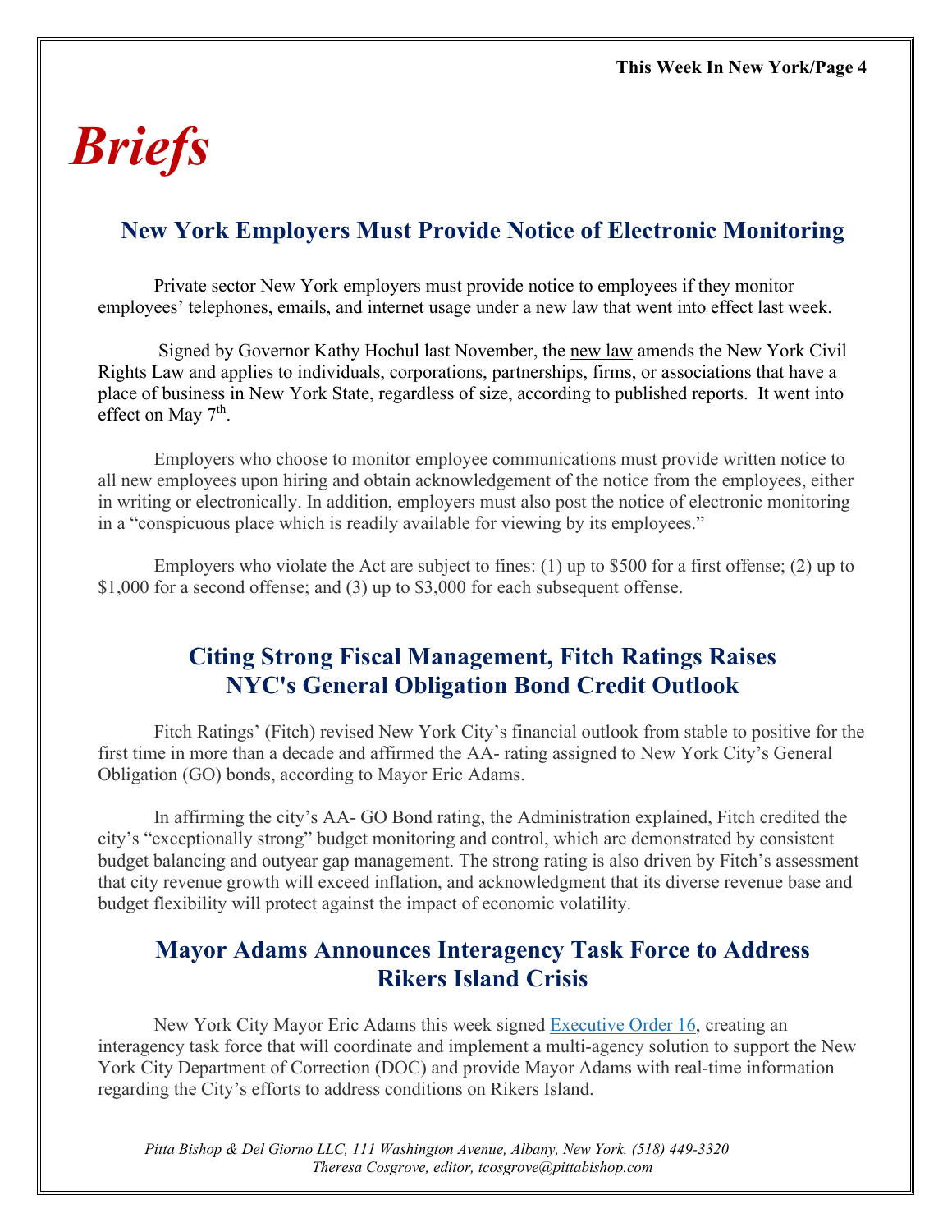# Briefs

## New York Employers Must Provide Notice of Electronic Monitoring

Private sector New York employers must provide notice to employees if they monitor employees' telephones, emails, and internet usage under a new law that went into effect last week.

Signed by Governor Kathy Hochul last November, the new law amends the New York Civil Rights Law and applies to individuals, corporations, partnerships, firms, or associations that have a place of business in New York State, regardless of size, according to published reports. It went into effect on May 7th.

Employers who choose to monitor employee communications must provide written notice to all new employees upon hiring and obtain acknowledgement of the notice from the employees, either in writing or electronically. In addition, employers must also post the notice of electronic monitoring in a "conspicuous place which is readily available for viewing by its employees."

Employers who violate the Act are subject to fines: (1) up to $500 for a first offense; (2) up to $1,000 for a second offense; and (3) up to $3,000 for each subsequent offense.

## Citing Strong Fiscal Management, Fitch Ratings Raises NYC's General Obligation Bond Credit Outlook

Fitch Ratings' (Fitch) revised New York City's financial outlook from stable to positive for the first time in more than a decade and affirmed the AA- rating assigned to New York City's General Obligation (GO) bonds, according to Mayor Eric Adams.

In affirming the city's AA- GO Bond rating, the Administration explained, Fitch credited the city's "exceptionally strong" budget monitoring and control, which are demonstrated by consistent budget balancing and outyear gap management. The strong rating is also driven by Fitch's assessment that city revenue growth will exceed inflation, and acknowledgment that its diverse revenue base and budget flexibility will protect against the impact of economic volatility.

## Mayor Adams Announces Interagency Task Force to Address Rikers Island Crisis

New York City Mayor Eric Adams this week signed Executive Order 16, creating an interagency task force that will coordinate and implement a multi-agency solution to support the New York City Department of Correction (DOC) and provide Mayor Adams with real-time information regarding the City's efforts to address conditions on Rikers Island.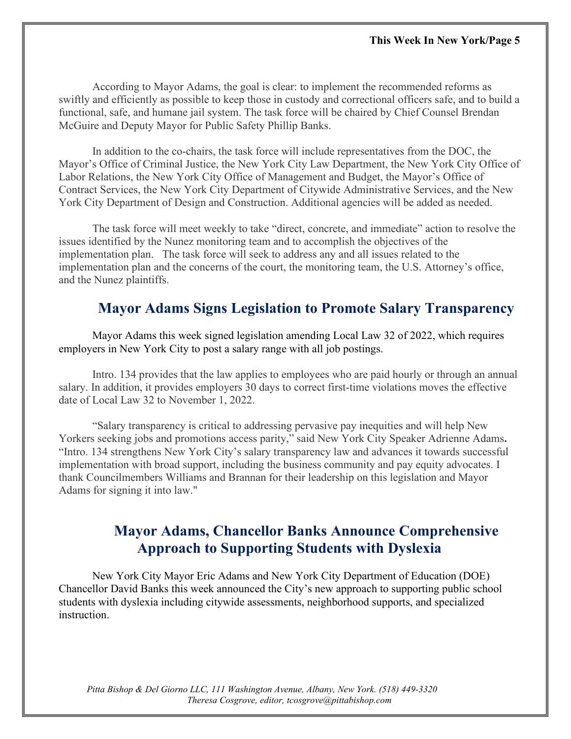According to Mayor Adams, the goal is clear: to implement the recommended reforms as swiftly and efficiently as possible to keep those in custody and correctional officers safe, and to build a functional, safe, and humane jail system. The task force will be chaired by Chief Counsel Brendan McGuire and Deputy Mayor for Public Safety Phillip Banks.

In addition to the co-chairs, the task force will include representatives from the DOC, the Mayor's Office of Criminal Justice, the New York City Law Department, the New York City Office of Labor Relations, the New York City Office of Management and Budget, the Mayor's Office of Contract Services, the New York City Department of Citywide Administrative Services, and the New York City Department of Design and Construction. Additional agencies will be added as needed.

The task force will meet weekly to take "direct, concrete, and immediate" action to resolve the issues identified by the Nunez monitoring team and to accomplish the objectives of the implementation plan. The task force will seek to address any and all issues related to the implementation plan and the concerns of the court, the monitoring team, the U.S. Attorney's office, and the Nunez plaintiffs.

## Mayor Adams Signs Legislation to Promote Salary Transparency

Mayor Adams this week signed legislation amending Local Law 32 of 2022, which requires employers in New York City to post a salary range with all job postings.

Intro. 134 provides that the law applies to employees who are paid hourly or through an annual salary. In addition, it provides employers 30 days to correct first-time violations moves the effective date of Local Law 32 to November 1, 2022.

"Salary transparency is critical to addressing pervasive pay inequities and will help New Yorkers seeking jobs and promotions access parity," said New York City Speaker Adrienne Adams**.** "Intro. 134 strengthens New York City's salary transparency law and advances it towards successful implementation with broad support, including the business community and pay equity advocates. I thank Councilmembers Williams and Brannan for their leadership on this legislation and Mayor Adams for signing it into law."

## Mayor Adams, Chancellor Banks Announce Comprehensive Approach to Supporting Students with Dyslexia

New York City Mayor Eric Adams and New York City Department of Education (DOE) Chancellor David Banks this week announced the City's new approach to supporting public school students with dyslexia including citywide assessments, neighborhood supports, and specialized instruction.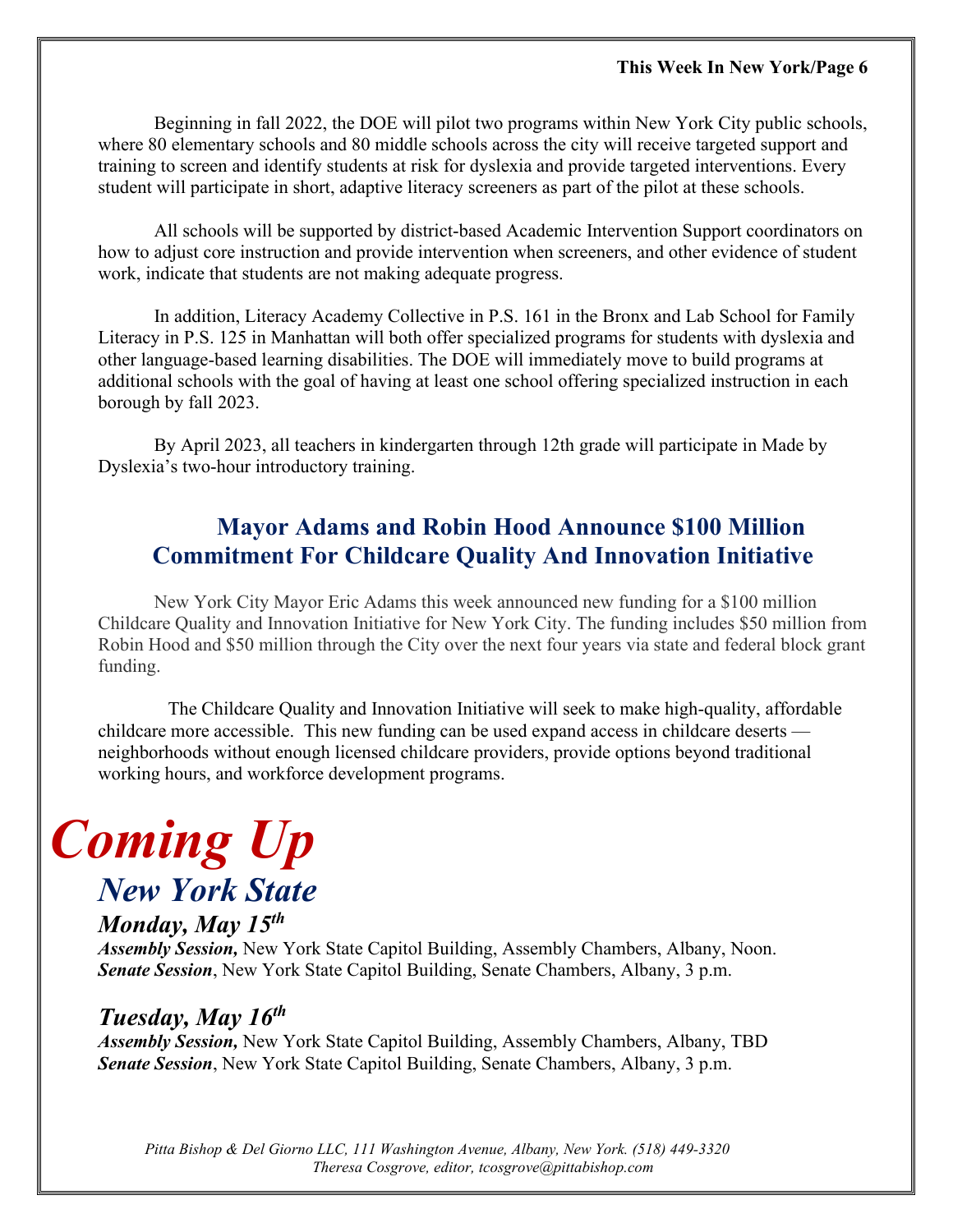Beginning in fall 2022, the DOE will pilot two programs within New York City public schools, where 80 elementary schools and 80 middle schools across the city will receive targeted support and training to screen and identify students at risk for dyslexia and provide targeted interventions. Every student will participate in short, adaptive literacy screeners as part of the pilot at these schools.

All schools will be supported by district-based Academic Intervention Support coordinators on how to adjust core instruction and provide intervention when screeners, and other evidence of student work, indicate that students are not making adequate progress.

In addition, Literacy Academy Collective in P.S. 161 in the Bronx and Lab School for Family Literacy in P.S. 125 in Manhattan will both offer specialized programs for students with dyslexia and other language-based learning disabilities. The DOE will immediately move to build programs at additional schools with the goal of having at least one school offering specialized instruction in each borough by fall 2023.

By April 2023, all teachers in kindergarten through 12th grade will participate in Made by Dyslexia's two-hour introductory training.

## Mayor Adams and Robin Hood Announce $100 Million Commitment For Childcare Quality And Innovation Initiative

New York City Mayor Eric Adams this week announced new funding for a $100 million Childcare Quality and Innovation Initiative for New York City. The funding includes $50 million from Robin Hood and $50 million through the City over the next four years via state and federal block grant funding.

The Childcare Quality and Innovation Initiative will seek to make high-quality, affordable childcare more accessible. This new funding can be used expand access in childcare deserts — neighborhoods without enough licensed childcare providers, provide options beyond traditional working hours, and workforce development programs.

# *Coming Up*

## *New York State*

### *Monday, May 15th*

***Assembly Session,*** New York State Capitol Building, Assembly Chambers, Albany, Noon.
***Senate Session***, New York State Capitol Building, Senate Chambers, Albany, 3 p.m.

### *Tuesday, May 16th*

***Assembly Session,*** New York State Capitol Building, Assembly Chambers, Albany, TBD
***Senate Session***, New York State Capitol Building, Senate Chambers, Albany, 3 p.m.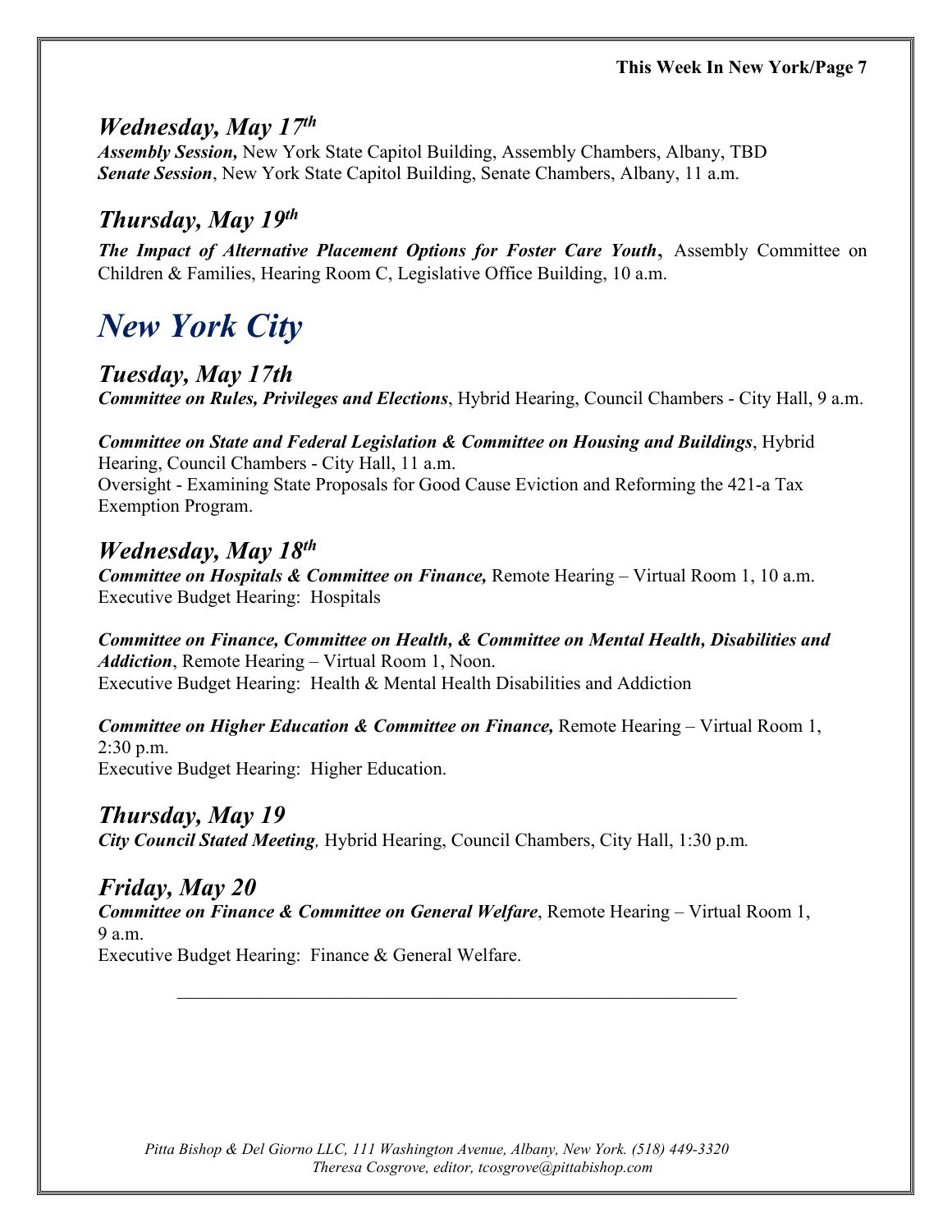### *Wednesday, May 17th*

***Assembly Session,*** New York State Capitol Building, Assembly Chambers, Albany, TBD
***Senate Session***, New York State Capitol Building, Senate Chambers, Albany, 11 a.m.

### *Thursday, May 19th*

***The Impact of Alternative Placement Options for Foster Care Youth***, Assembly Committee on Children & Families, Hearing Room C, Legislative Office Building, 10 a.m.

# *New York City*

### *Tuesday, May 17th*

***Committee on Rules, Privileges and Elections***, Hybrid Hearing, Council Chambers - City Hall, 9 a.m.

***Committee on State and Federal Legislation & Committee on Housing and Buildings***, Hybrid Hearing, Council Chambers - City Hall, 11 a.m.
Oversight - Examining State Proposals for Good Cause Eviction and Reforming the 421-a Tax Exemption Program.

### *Wednesday, May 18th*

***Committee on Hospitals & Committee on Finance,*** Remote Hearing – Virtual Room 1, 10 a.m.
Executive Budget Hearing: Hospitals

***Committee on Finance, Committee on Health, & Committee on Mental Health, Disabilities and Addiction***, Remote Hearing – Virtual Room 1, Noon.
Executive Budget Hearing: Health & Mental Health Disabilities and Addiction

***Committee on Higher Education & Committee on Finance,*** Remote Hearing – Virtual Room 1, 2:30 p.m.
Executive Budget Hearing: Higher Education.

### *Thursday, May 19*

***City Council Stated Meeting**,* Hybrid Hearing, Council Chambers, City Hall, 1:30 p.m*.*

### *Friday, May 20*

***Committee on Finance & Committee on General Welfare***, Remote Hearing – Virtual Room 1, 9 a.m.
Executive Budget Hearing: Finance & General Welfare.

---

*Pitta Bishop & Del Giorno LLC, 111 Washington Avenue, Albany, New York. (518) 449-3320*
*Theresa Cosgrove, editor, tcosgrove@pittabishop.com*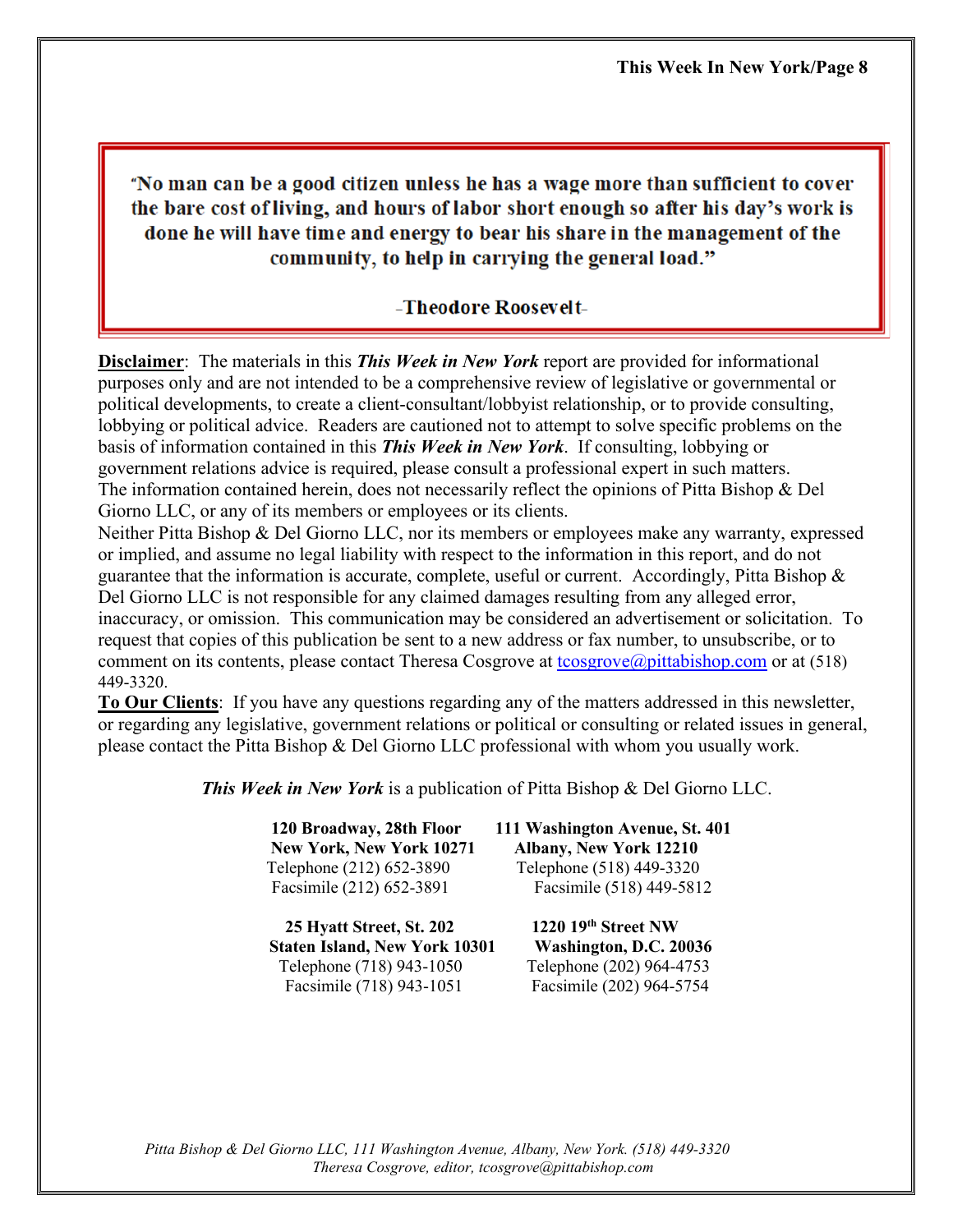"No man can be a good citizen unless he has a wage more than sufficient to cover the bare cost of living, and hours of labor short enough so after his day's work is done he will have time and energy to bear his share in the management of the community, to help in carrying the general load."

-Theodore Roosevelt-

**Disclaimer**: The materials in this ***This Week in New York*** report are provided for informational purposes only and are not intended to be a comprehensive review of legislative or governmental or political developments, to create a client-consultant/lobbyist relationship, or to provide consulting, lobbying or political advice. Readers are cautioned not to attempt to solve specific problems on the basis of information contained in this ***This Week in New York***. If consulting, lobbying or government relations advice is required, please consult a professional expert in such matters. The information contained herein, does not necessarily reflect the opinions of Pitta Bishop & Del Giorno LLC, or any of its members or employees or its clients.

Neither Pitta Bishop & Del Giorno LLC, nor its members or employees make any warranty, expressed or implied, and assume no legal liability with respect to the information in this report, and do not guarantee that the information is accurate, complete, useful or current. Accordingly, Pitta Bishop & Del Giorno LLC is not responsible for any claimed damages resulting from any alleged error, inaccuracy, or omission. This communication may be considered an advertisement or solicitation. To request that copies of this publication be sent to a new address or fax number, to unsubscribe, or to comment on its contents, please contact Theresa Cosgrove at tcosgrove@pittabishop.com or at (518) 449-3320.

**To Our Clients**: If you have any questions regarding any of the matters addressed in this newsletter, or regarding any legislative, government relations or political or consulting or related issues in general, please contact the Pitta Bishop & Del Giorno LLC professional with whom you usually work.

***This Week in New York*** is a publication of Pitta Bishop & Del Giorno LLC.

**120 Broadway, 28th Floor**
**New York, New York 10271**
Telephone (212) 652-3890
Facsimile (212) 652-3891

**111 Washington Avenue, St. 401**
**Albany, New York 12210**
Telephone (518) 449-3320
Facsimile (518) 449-5812

**25 Hyatt Street, St. 202**
**Staten Island, New York 10301**
Telephone (718) 943-1050
Facsimile (718) 943-1051

**1220 19th Street NW**
**Washington, D.C. 20036**
Telephone (202) 964-4753
Facsimile (202) 964-5754